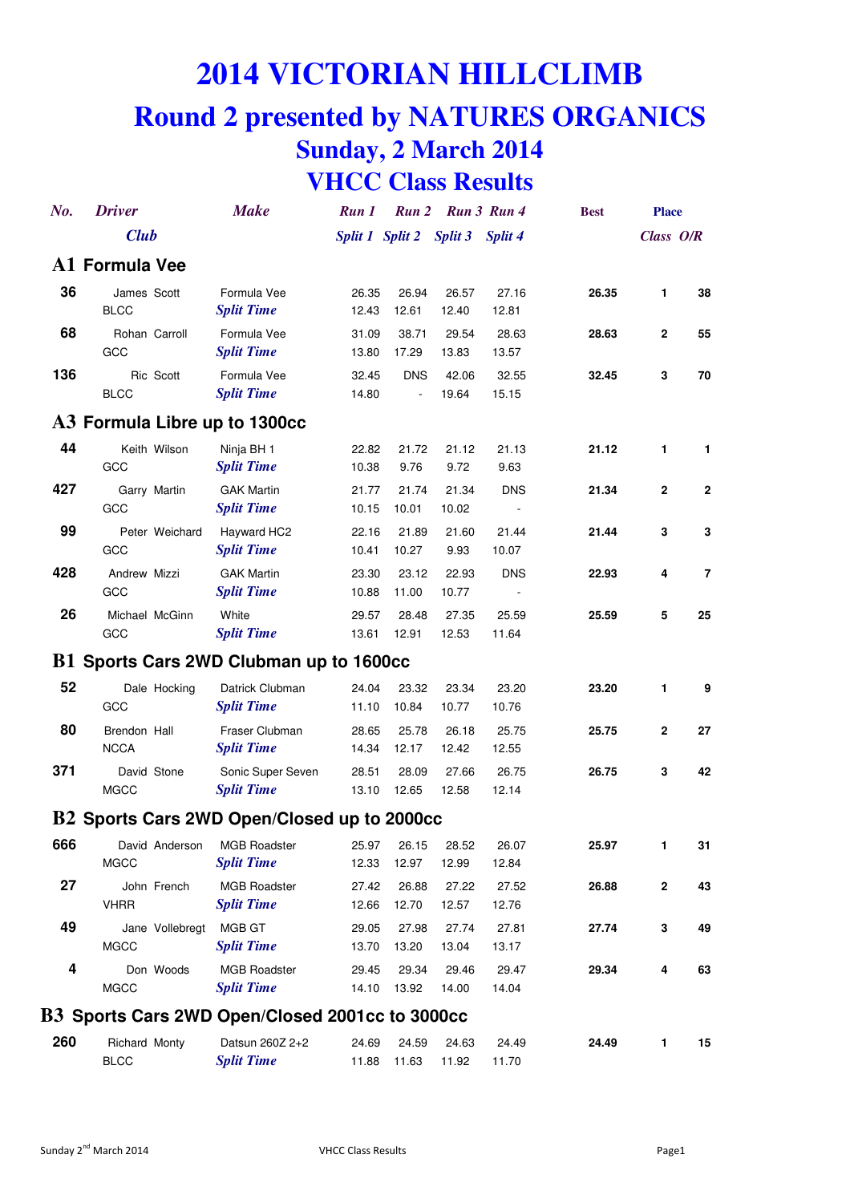# 2014 VICTORIAN HILLCLIMB

## Round 2 presented by NATURES ORGANICS

### Sunday, 2 March 2014

### VHCC Class Results

| No. | Driver / Club | Make | Run 1 / Split 1 | Run 2 / Split 2 | Run 3 / Split 3 | Run 4 / Split 4 | Best | Place Class | Place O/R |
|---|---|---|---|---|---|---|---|---|---|
| **A1 Formula Vee** | | | | | | | | | |
| 36 | James Scott | Formula Vee | 26.35 | 26.94 | 26.57 | 27.16 | 26.35 | 1 | 38 |
| | BLCC | *Split Time* | 12.43 | 12.61 | 12.40 | 12.81 | | | |
| 68 | Rohan Carroll | Formula Vee | 31.09 | 38.71 | 29.54 | 28.63 | 28.63 | 2 | 55 |
| | GCC | *Split Time* | 13.80 | 17.29 | 13.83 | 13.57 | | | |
| 136 | Ric Scott | Formula Vee | 32.45 | DNS | 42.06 | 32.55 | 32.45 | 3 | 70 |
| | BLCC | *Split Time* | 14.80 | - | 19.64 | 15.15 | | | |
| **A3 Formula Libre up to 1300cc** | | | | | | | | | |
| 44 | Keith Wilson | Ninja BH 1 | 22.82 | 21.72 | 21.12 | 21.13 | 21.12 | 1 | 1 |
| | GCC | *Split Time* | 10.38 | 9.76 | 9.72 | 9.63 | | | |
| 427 | Garry Martin | GAK Martin | 21.77 | 21.74 | 21.34 | DNS | 21.34 | 2 | 2 |
| | GCC | *Split Time* | 10.15 | 10.01 | 10.02 | - | | | |
| 99 | Peter Weichard | Hayward HC2 | 22.16 | 21.89 | 21.60 | 21.44 | 21.44 | 3 | 3 |
| | GCC | *Split Time* | 10.41 | 10.27 | 9.93 | 10.07 | | | |
| 428 | Andrew Mizzi | GAK Martin | 23.30 | 23.12 | 22.93 | DNS | 22.93 | 4 | 7 |
| | GCC | *Split Time* | 10.88 | 11.00 | 10.77 | - | | | |
| 26 | Michael McGinn | White | 29.57 | 28.48 | 27.35 | 25.59 | 25.59 | 5 | 25 |
| | GCC | *Split Time* | 13.61 | 12.91 | 12.53 | 11.64 | | | |
| **B1 Sports Cars 2WD Clubman up to 1600cc** | | | | | | | | | |
| 52 | Dale Hocking | Datrick Clubman | 24.04 | 23.32 | 23.34 | 23.20 | 23.20 | 1 | 9 |
| | GCC | *Split Time* | 11.10 | 10.84 | 10.77 | 10.76 | | | |
| 80 | Brendon Hall | Fraser Clubman | 28.65 | 25.78 | 26.18 | 25.75 | 25.75 | 2 | 27 |
| | NCCA | *Split Time* | 14.34 | 12.17 | 12.42 | 12.55 | | | |
| 371 | David Stone | Sonic Super Seven | 28.51 | 28.09 | 27.66 | 26.75 | 26.75 | 3 | 42 |
| | MGCC | *Split Time* | 13.10 | 12.65 | 12.58 | 12.14 | | | |
| **B2 Sports Cars 2WD Open/Closed up to 2000cc** | | | | | | | | | |
| 666 | David Anderson | MGB Roadster | 25.97 | 26.15 | 28.52 | 26.07 | 25.97 | 1 | 31 |
| | MGCC | *Split Time* | 12.33 | 12.97 | 12.99 | 12.84 | | | |
| 27 | John French | MGB Roadster | 27.42 | 26.88 | 27.22 | 27.52 | 26.88 | 2 | 43 |
| | VHRR | *Split Time* | 12.66 | 12.70 | 12.57 | 12.76 | | | |
| 49 | Jane Vollebregt | MGB GT | 29.05 | 27.98 | 27.74 | 27.81 | 27.74 | 3 | 49 |
| | MGCC | *Split Time* | 13.70 | 13.20 | 13.04 | 13.17 | | | |
| 4 | Don Woods | MGB Roadster | 29.45 | 29.34 | 29.46 | 29.47 | 29.34 | 4 | 63 |
| | MGCC | *Split Time* | 14.10 | 13.92 | 14.00 | 14.04 | | | |
| **B3 Sports Cars 2WD Open/Closed 2001cc to 3000cc** | | | | | | | | | |
| 260 | Richard Monty | Datsun 260Z 2+2 | 24.69 | 24.59 | 24.63 | 24.49 | 24.49 | 1 | 15 |
| | BLCC | *Split Time* | 11.88 | 11.63 | 11.92 | 11.70 | | | |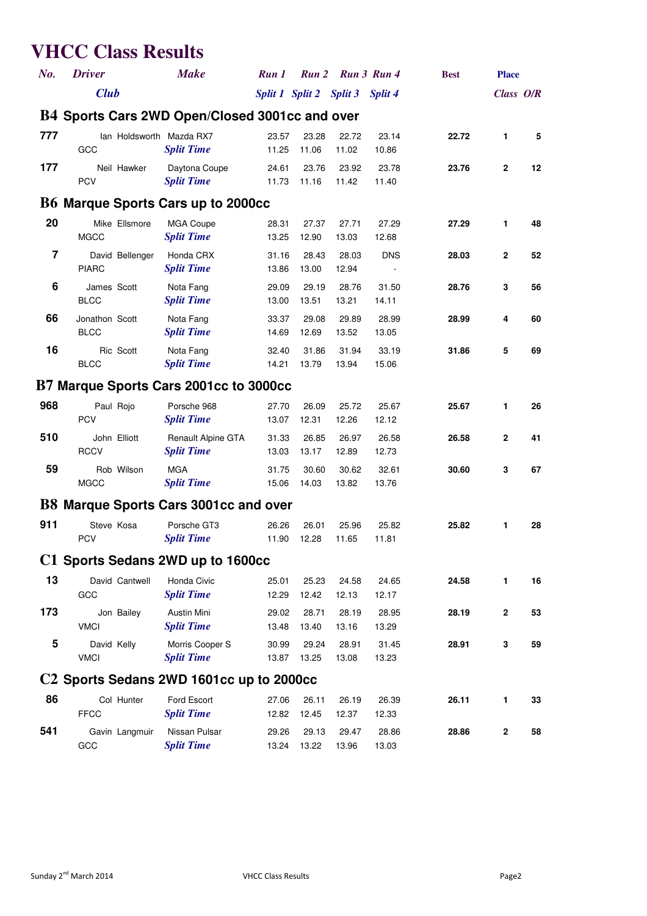# VHCC Class Results

| No. | Driver / Club | Make | Run 1 / Split 1 | Run 2 / Split 2 | Run 3 / Split 3 | Run 4 / Split 4 | Best | Place Class | Place O/R |
|---|---|---|---|---|---|---|---|---|---|
| **B4 Sports Cars 2WD Open/Closed 3001cc and over** | | | | | | | | | |
| 777 | Ian Holdsworth | Mazda RX7 | 23.57 | 23.28 | 22.72 | 23.14 | 22.72 | 1 | 5 |
| | GCC | *Split Time* | 11.25 | 11.06 | 11.02 | 10.86 | | | |
| 177 | Neil Hawker | Daytona Coupe | 24.61 | 23.76 | 23.92 | 23.78 | 23.76 | 2 | 12 |
| | PCV | *Split Time* | 11.73 | 11.16 | 11.42 | 11.40 | | | |
| **B6 Marque Sports Cars up to 2000cc** | | | | | | | | | |
| 20 | Mike Ellsmore | MGA Coupe | 28.31 | 27.37 | 27.71 | 27.29 | 27.29 | 1 | 48 |
| | MGCC | *Split Time* | 13.25 | 12.90 | 13.03 | 12.68 | | | |
| 7 | David Bellenger | Honda CRX | 31.16 | 28.43 | 28.03 | DNS | 28.03 | 2 | 52 |
| | PIARC | *Split Time* | 13.86 | 13.00 | 12.94 | - | | | |
| 6 | James Scott | Nota Fang | 29.09 | 29.19 | 28.76 | 31.50 | 28.76 | 3 | 56 |
| | BLCC | *Split Time* | 13.00 | 13.51 | 13.21 | 14.11 | | | |
| 66 | Jonathon Scott | Nota Fang | 33.37 | 29.08 | 29.89 | 28.99 | 28.99 | 4 | 60 |
| | BLCC | *Split Time* | 14.69 | 12.69 | 13.52 | 13.05 | | | |
| 16 | Ric Scott | Nota Fang | 32.40 | 31.86 | 31.94 | 33.19 | 31.86 | 5 | 69 |
| | BLCC | *Split Time* | 14.21 | 13.79 | 13.94 | 15.06 | | | |
| **B7 Marque Sports Cars 2001cc to 3000cc** | | | | | | | | | |
| 968 | Paul Rojo | Porsche 968 | 27.70 | 26.09 | 25.72 | 25.67 | 25.67 | 1 | 26 |
| | PCV | *Split Time* | 13.07 | 12.31 | 12.26 | 12.12 | | | |
| 510 | John Elliott | Renault Alpine GTA | 31.33 | 26.85 | 26.97 | 26.58 | 26.58 | 2 | 41 |
| | RCCV | *Split Time* | 13.03 | 13.17 | 12.89 | 12.73 | | | |
| 59 | Rob Wilson | MGA | 31.75 | 30.60 | 30.62 | 32.61 | 30.60 | 3 | 67 |
| | MGCC | *Split Time* | 15.06 | 14.03 | 13.82 | 13.76 | | | |
| **B8 Marque Sports Cars 3001cc and over** | | | | | | | | | |
| 911 | Steve Kosa | Porsche GT3 | 26.26 | 26.01 | 25.96 | 25.82 | 25.82 | 1 | 28 |
| | PCV | *Split Time* | 11.90 | 12.28 | 11.65 | 11.81 | | | |
| **C1 Sports Sedans 2WD up to 1600cc** | | | | | | | | | |
| 13 | David Cantwell | Honda Civic | 25.01 | 25.23 | 24.58 | 24.65 | 24.58 | 1 | 16 |
| | GCC | *Split Time* | 12.29 | 12.42 | 12.13 | 12.17 | | | |
| 173 | Jon Bailey | Austin Mini | 29.02 | 28.71 | 28.19 | 28.95 | 28.19 | 2 | 53 |
| | VMCI | *Split Time* | 13.48 | 13.40 | 13.16 | 13.29 | | | |
| 5 | David Kelly | Morris Cooper S | 30.99 | 29.24 | 28.91 | 31.45 | 28.91 | 3 | 59 |
| | VMCI | *Split Time* | 13.87 | 13.25 | 13.08 | 13.23 | | | |
| **C2 Sports Sedans 2WD 1601cc up to 2000cc** | | | | | | | | | |
| 86 | Col Hunter | Ford Escort | 27.06 | 26.11 | 26.19 | 26.39 | 26.11 | 1 | 33 |
| | FFCC | *Split Time* | 12.82 | 12.45 | 12.37 | 12.33 | | | |
| 541 | Gavin Langmuir | Nissan Pulsar | 29.26 | 29.13 | 29.47 | 28.86 | 28.86 | 2 | 58 |
| | GCC | *Split Time* | 13.24 | 13.22 | 13.96 | 13.03 | | | |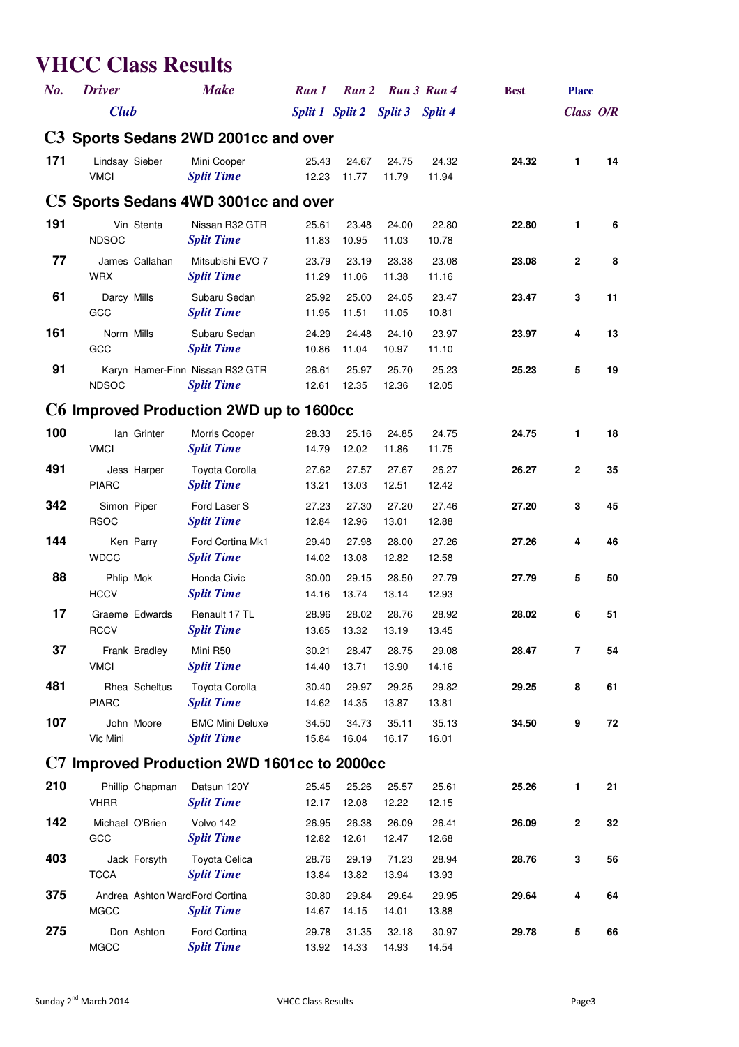# VHCC Class Results

| No. | Driver / Club | Make | Run 1 / Split 1 | Run 2 / Split 2 | Run 3 / Split 3 | Run 4 / Split 4 | Best | Place Class | Place O/R |
|---|---|---|---|---|---|---|---|---|---|

## C3 Sports Sedans 2WD 2001cc and over

| No. | Driver / Club | Make | Run 1 / Split 1 | Run 2 / Split 2 | Run 3 / Split 3 | Run 4 / Split 4 | Best | Class | O/R |
|---|---|---|---|---|---|---|---|---|---|
| 171 | Lindsay Sieber | Mini Cooper | 25.43 | 24.67 | 24.75 | 24.32 | **24.32** | **1** | **14** |
| | VMCI | *Split Time* | 12.23 | 11.77 | 11.79 | 11.94 | | | |

## C5 Sports Sedans 4WD 3001cc and over

| No. | Driver / Club | Make | Run 1 / Split 1 | Run 2 / Split 2 | Run 3 / Split 3 | Run 4 / Split 4 | Best | Class | O/R |
|---|---|---|---|---|---|---|---|---|---|
| 191 | Vin Stenta | Nissan R32 GTR | 25.61 | 23.48 | 24.00 | 22.80 | **22.80** | **1** | **6** |
| | NDSOC | *Split Time* | 11.83 | 10.95 | 11.03 | 10.78 | | | |
| 77 | James Callahan | Mitsubishi EVO 7 | 23.79 | 23.19 | 23.38 | 23.08 | **23.08** | **2** | **8** |
| | WRX | *Split Time* | 11.29 | 11.06 | 11.38 | 11.16 | | | |
| 61 | Darcy Mills | Subaru Sedan | 25.92 | 25.00 | 24.05 | 23.47 | **23.47** | **3** | **11** |
| | GCC | *Split Time* | 11.95 | 11.51 | 11.05 | 10.81 | | | |
| 161 | Norm Mills | Subaru Sedan | 24.29 | 24.48 | 24.10 | 23.97 | **23.97** | **4** | **13** |
| | GCC | *Split Time* | 10.86 | 11.04 | 10.97 | 11.10 | | | |
| 91 | Karyn Hamer-Finn | Nissan R32 GTR | 26.61 | 25.97 | 25.70 | 25.23 | **25.23** | **5** | **19** |
| | NDSOC | *Split Time* | 12.61 | 12.35 | 12.36 | 12.05 | | | |

## C6 Improved Production 2WD up to 1600cc

| No. | Driver / Club | Make | Run 1 / Split 1 | Run 2 / Split 2 | Run 3 / Split 3 | Run 4 / Split 4 | Best | Class | O/R |
|---|---|---|---|---|---|---|---|---|---|
| 100 | Ian Grinter | Morris Cooper | 28.33 | 25.16 | 24.85 | 24.75 | **24.75** | **1** | **18** |
| | VMCI | *Split Time* | 14.79 | 12.02 | 11.86 | 11.75 | | | |
| 491 | Jess Harper | Toyota Corolla | 27.62 | 27.57 | 27.67 | 26.27 | **26.27** | **2** | **35** |
| | PIARC | *Split Time* | 13.21 | 13.03 | 12.51 | 12.42 | | | |
| 342 | Simon Piper | Ford Laser S | 27.23 | 27.30 | 27.20 | 27.46 | **27.20** | **3** | **45** |
| | RSOC | *Split Time* | 12.84 | 12.96 | 13.01 | 12.88 | | | |
| 144 | Ken Parry | Ford Cortina Mk1 | 29.40 | 27.98 | 28.00 | 27.26 | **27.26** | **4** | **46** |
| | WDCC | *Split Time* | 14.02 | 13.08 | 12.82 | 12.58 | | | |
| 88 | Phlip Mok | Honda Civic | 30.00 | 29.15 | 28.50 | 27.79 | **27.79** | **5** | **50** |
| | HCCV | *Split Time* | 14.16 | 13.74 | 13.14 | 12.93 | | | |
| 17 | Graeme Edwards | Renault 17 TL | 28.96 | 28.02 | 28.76 | 28.92 | **28.02** | **6** | **51** |
| | RCCV | *Split Time* | 13.65 | 13.32 | 13.19 | 13.45 | | | |
| 37 | Frank Bradley | Mini R50 | 30.21 | 28.47 | 28.75 | 29.08 | **28.47** | **7** | **54** |
| | VMCI | *Split Time* | 14.40 | 13.71 | 13.90 | 14.16 | | | |
| 481 | Rhea Scheltus | Toyota Corolla | 30.40 | 29.97 | 29.25 | 29.82 | **29.25** | **8** | **61** |
| | PIARC | *Split Time* | 14.62 | 14.35 | 13.87 | 13.81 | | | |
| 107 | John Moore | BMC Mini Deluxe | 34.50 | 34.73 | 35.11 | 35.13 | **34.50** | **9** | **72** |
| | Vic Mini | *Split Time* | 15.84 | 16.04 | 16.17 | 16.01 | | | |

## C7 Improved Production 2WD 1601cc to 2000cc

| No. | Driver / Club | Make | Run 1 / Split 1 | Run 2 / Split 2 | Run 3 / Split 3 | Run 4 / Split 4 | Best | Class | O/R |
|---|---|---|---|---|---|---|---|---|---|
| 210 | Phillip Chapman | Datsun 120Y | 25.45 | 25.26 | 25.57 | 25.61 | **25.26** | **1** | **21** |
| | VHRR | *Split Time* | 12.17 | 12.08 | 12.22 | 12.15 | | | |
| 142 | Michael O'Brien | Volvo 142 | 26.95 | 26.38 | 26.09 | 26.41 | **26.09** | **2** | **32** |
| | GCC | *Split Time* | 12.82 | 12.61 | 12.47 | 12.68 | | | |
| 403 | Jack Forsyth | Toyota Celica | 28.76 | 29.19 | 71.23 | 28.94 | **28.76** | **3** | **56** |
| | TCCA | *Split Time* | 13.84 | 13.82 | 13.94 | 13.93 | | | |
| 375 | Andrea Ashton Ward | Ford Cortina | 30.80 | 29.84 | 29.64 | 29.95 | **29.64** | **4** | **64** |
| | MGCC | *Split Time* | 14.67 | 14.15 | 14.01 | 13.88 | | | |
| 275 | Don Ashton | Ford Cortina | 29.78 | 31.35 | 32.18 | 30.97 | **29.78** | **5** | **66** |
| | MGCC | *Split Time* | 13.92 | 14.33 | 14.93 | 14.54 | | | |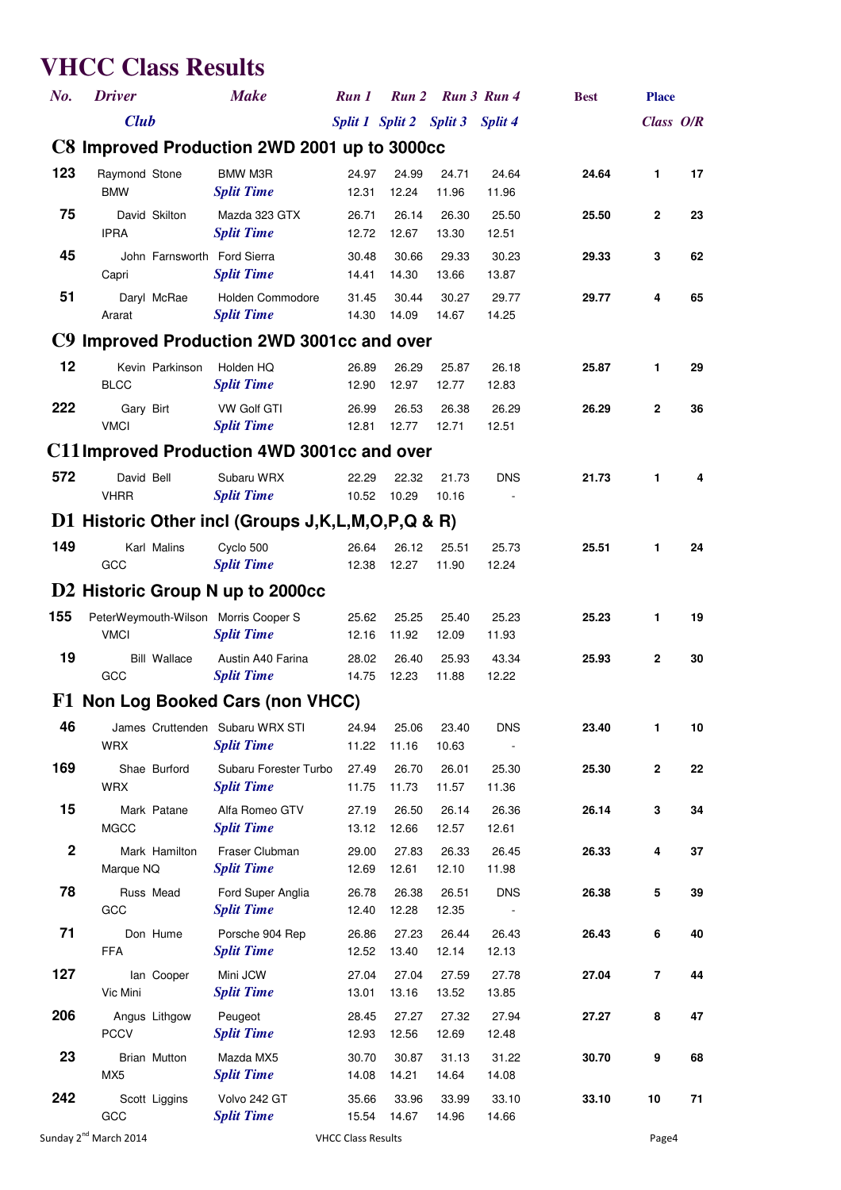# VHCC Class Results

| No. | Driver / Club | Make | Run 1 / Split 1 | Run 2 / Split 2 | Run 3 / Split 3 | Run 4 / Split 4 | Best | Place Class | Place O/R |
|---|---|---|---|---|---|---|---|---|---|
| **C8 Improved Production 2WD 2001 up to 3000cc** | | | | | | | | | |
| 123 | Raymond Stone | BMW M3R | 24.97 | 24.99 | 24.71 | 24.64 | 24.64 | 1 | 17 |
| | BMW | *Split Time* | 12.31 | 12.24 | 11.96 | 11.96 | | | |
| 75 | David Skilton | Mazda 323 GTX | 26.71 | 26.14 | 26.30 | 25.50 | 25.50 | 2 | 23 |
| | IPRA | *Split Time* | 12.72 | 12.67 | 13.30 | 12.51 | | | |
| 45 | John Farnsworth | Ford Sierra | 30.48 | 30.66 | 29.33 | 30.23 | 29.33 | 3 | 62 |
| | Capri | *Split Time* | 14.41 | 14.30 | 13.66 | 13.87 | | | |
| 51 | Daryl McRae | Holden Commodore | 31.45 | 30.44 | 30.27 | 29.77 | 29.77 | 4 | 65 |
| | Ararat | *Split Time* | 14.30 | 14.09 | 14.67 | 14.25 | | | |
| **C9 Improved Production 2WD 3001cc and over** | | | | | | | | | |
| 12 | Kevin Parkinson | Holden HQ | 26.89 | 26.29 | 25.87 | 26.18 | 25.87 | 1 | 29 |
| | BLCC | *Split Time* | 12.90 | 12.97 | 12.77 | 12.83 | | | |
| 222 | Gary Birt | VW Golf GTI | 26.99 | 26.53 | 26.38 | 26.29 | 26.29 | 2 | 36 |
| | VMCI | *Split Time* | 12.81 | 12.77 | 12.71 | 12.51 | | | |
| **C11 Improved Production 4WD 3001cc and over** | | | | | | | | | |
| 572 | David Bell | Subaru WRX | 22.29 | 22.32 | 21.73 | DNS | 21.73 | 1 | 4 |
| | VHRR | *Split Time* | 10.52 | 10.29 | 10.16 | - | | | |
| **D1 Historic Other incl (Groups J,K,L,M,O,P,Q & R)** | | | | | | | | | |
| 149 | Karl Malins | Cyclo 500 | 26.64 | 26.12 | 25.51 | 25.73 | 25.51 | 1 | 24 |
| | GCC | *Split Time* | 12.38 | 12.27 | 11.90 | 12.24 | | | |
| **D2 Historic Group N up to 2000cc** | | | | | | | | | |
| 155 | PeterWeymouth-Wilson | Morris Cooper S | 25.62 | 25.25 | 25.40 | 25.23 | 25.23 | 1 | 19 |
| | VMCI | *Split Time* | 12.16 | 11.92 | 12.09 | 11.93 | | | |
| 19 | Bill Wallace | Austin A40 Farina | 28.02 | 26.40 | 25.93 | 43.34 | 25.93 | 2 | 30 |
| | GCC | *Split Time* | 14.75 | 12.23 | 11.88 | 12.22 | | | |
| **F1 Non Log Booked Cars (non VHCC)** | | | | | | | | | |
| 46 | James Cruttenden | Subaru WRX STI | 24.94 | 25.06 | 23.40 | DNS | 23.40 | 1 | 10 |
| | WRX | *Split Time* | 11.22 | 11.16 | 10.63 | - | | | |
| 169 | Shae Burford | Subaru Forester Turbo | 27.49 | 26.70 | 26.01 | 25.30 | 25.30 | 2 | 22 |
| | WRX | *Split Time* | 11.75 | 11.73 | 11.57 | 11.36 | | | |
| 15 | Mark Patane | Alfa Romeo GTV | 27.19 | 26.50 | 26.14 | 26.36 | 26.14 | 3 | 34 |
| | MGCC | *Split Time* | 13.12 | 12.66 | 12.57 | 12.61 | | | |
| 2 | Mark Hamilton | Fraser Clubman | 29.00 | 27.83 | 26.33 | 26.45 | 26.33 | 4 | 37 |
| | Marque NQ | *Split Time* | 12.69 | 12.61 | 12.10 | 11.98 | | | |
| 78 | Russ Mead | Ford Super Anglia | 26.78 | 26.38 | 26.51 | DNS | 26.38 | 5 | 39 |
| | GCC | *Split Time* | 12.40 | 12.28 | 12.35 | - | | | |
| 71 | Don Hume | Porsche 904 Rep | 26.86 | 27.23 | 26.44 | 26.43 | 26.43 | 6 | 40 |
| | FFA | *Split Time* | 12.52 | 13.40 | 12.14 | 12.13 | | | |
| 127 | Ian Cooper | Mini JCW | 27.04 | 27.04 | 27.59 | 27.78 | 27.04 | 7 | 44 |
| | Vic Mini | *Split Time* | 13.01 | 13.16 | 13.52 | 13.85 | | | |
| 206 | Angus Lithgow | Peugeot | 28.45 | 27.27 | 27.32 | 27.94 | 27.27 | 8 | 47 |
| | PCCV | *Split Time* | 12.93 | 12.56 | 12.69 | 12.48 | | | |
| 23 | Brian Mutton | Mazda MX5 | 30.70 | 30.87 | 31.13 | 31.22 | 30.70 | 9 | 68 |
| | MX5 | *Split Time* | 14.08 | 14.21 | 14.64 | 14.08 | | | |
| 242 | Scott Liggins | Volvo 242 GT | 35.66 | 33.96 | 33.99 | 33.10 | 33.10 | 10 | 71 |
| | GCC | *Split Time* | 15.54 | 14.67 | 14.96 | 14.66 | | | |